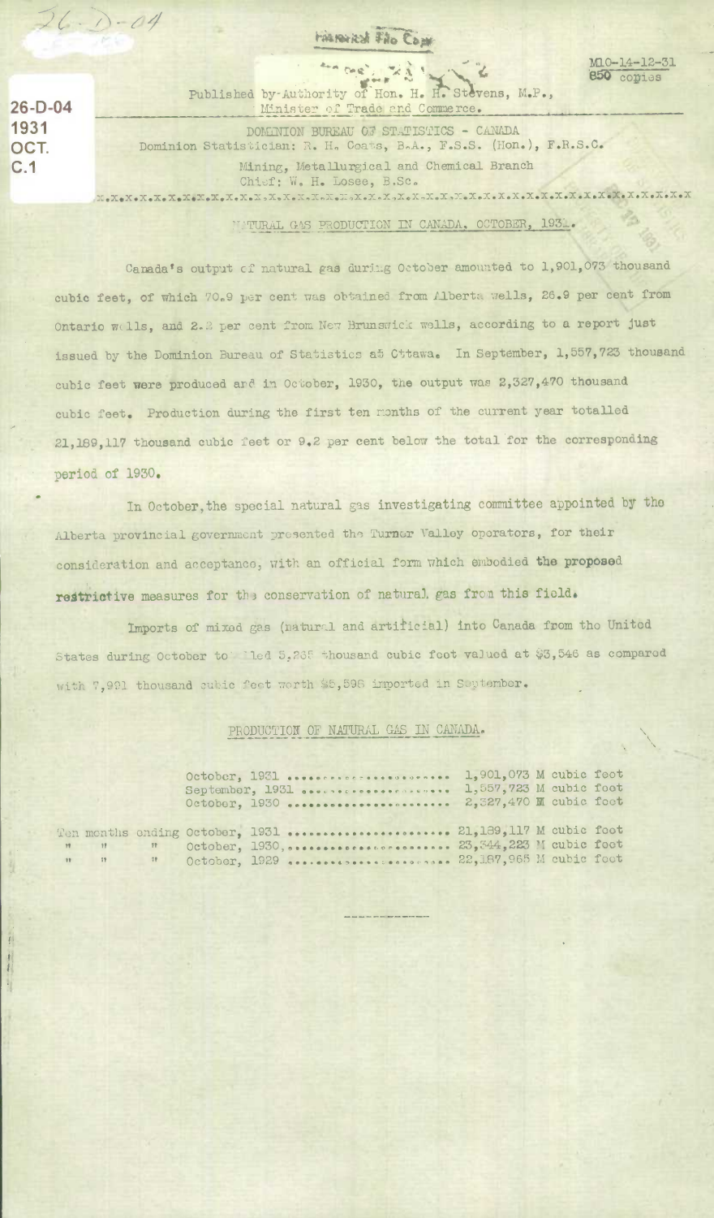M10-14-12-31
850 copies

Published by Authority of Hon. H. H. Stevens, M.P.,
Minister of Trade and Commerce.

DOMINION BUREAU OF STATISTICS - CANADA
Dominion Statistician: R. H. Coats, B.A., F.S.S. (Hon.), F.R.S.C.

Mining, Metallurgical and Chemical Branch
Chief: W. H. Losee, B.Sc.

X.X.X.X.X.X.X.X.X.X.X.X.X.X.X.X.X.X.X.X.X.X.X.X.X.X.X.X.X.X.X.X.X.X.X.X.X.X.X.X.X.X.X.X

## NATURAL GAS PRODUCTION IN CANADA, OCTOBER, 1931.

Canada's output of natural gas during October amounted to 1,901,073 thousand cubic feet, of which 70.9 per cent was obtained from Alberta wells, 26.9 per cent from Ontario wells, and 2.2 per cent from New Brunswick wells, according to a report just issued by the Dominion Bureau of Statistics at Ottawa. In September, 1,557,723 thousand cubic feet were produced and in October, 1930, the output was 2,327,470 thousand cubic feet. Production during the first ten months of the current year totalled 21,189,117 thousand cubic feet or 9.2 per cent below the total for the corresponding period of 1930.

In October, the special natural gas investigating committee appointed by the Alberta provincial government presented the Turner Valley operators, for their consideration and acceptance, with an official form which embodied the proposed restrictive measures for the conservation of natural gas from this field.

Imports of mixed gas (natural and artificial) into Canada from the United States during October totalled 5,265 thousand cubic feet valued at $3,546 as compared with 7,991 thousand cubic feet worth $5,596 imported in September.

### PRODUCTION OF NATURAL GAS IN CANADA.

| Period | Production |
|---|---|
| October, 1931 | 1,901,073 M cubic feet |
| September, 1931 | 1,557,723 M cubic feet |
| October, 1930 | 2,327,470 M cubic feet |
| Ten months ending October, 1931 | 21,189,117 M cubic feet |
| " " " October, 1930 | 23,344,223 M cubic feet |
| " " " October, 1929 | 22,187,965 M cubic feet |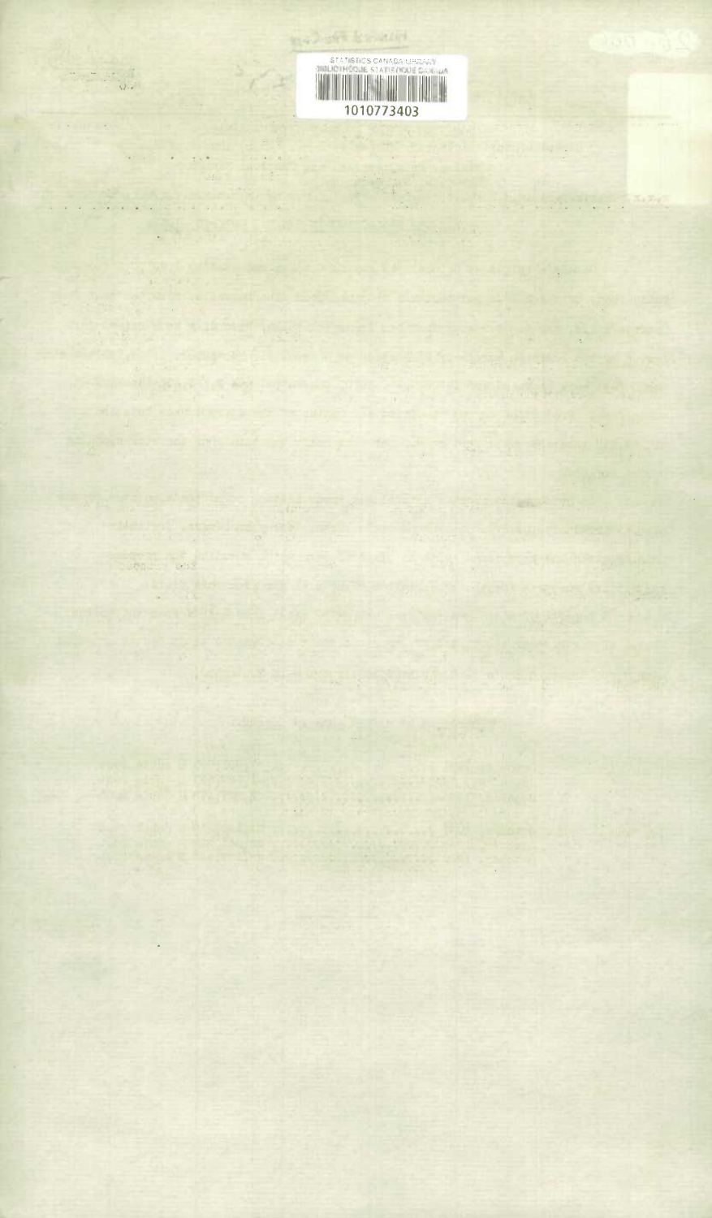STATISTICS CANADA LIBRARY
BIBLIOTHÈQUE STATISTIQUE CANADA

1010773403